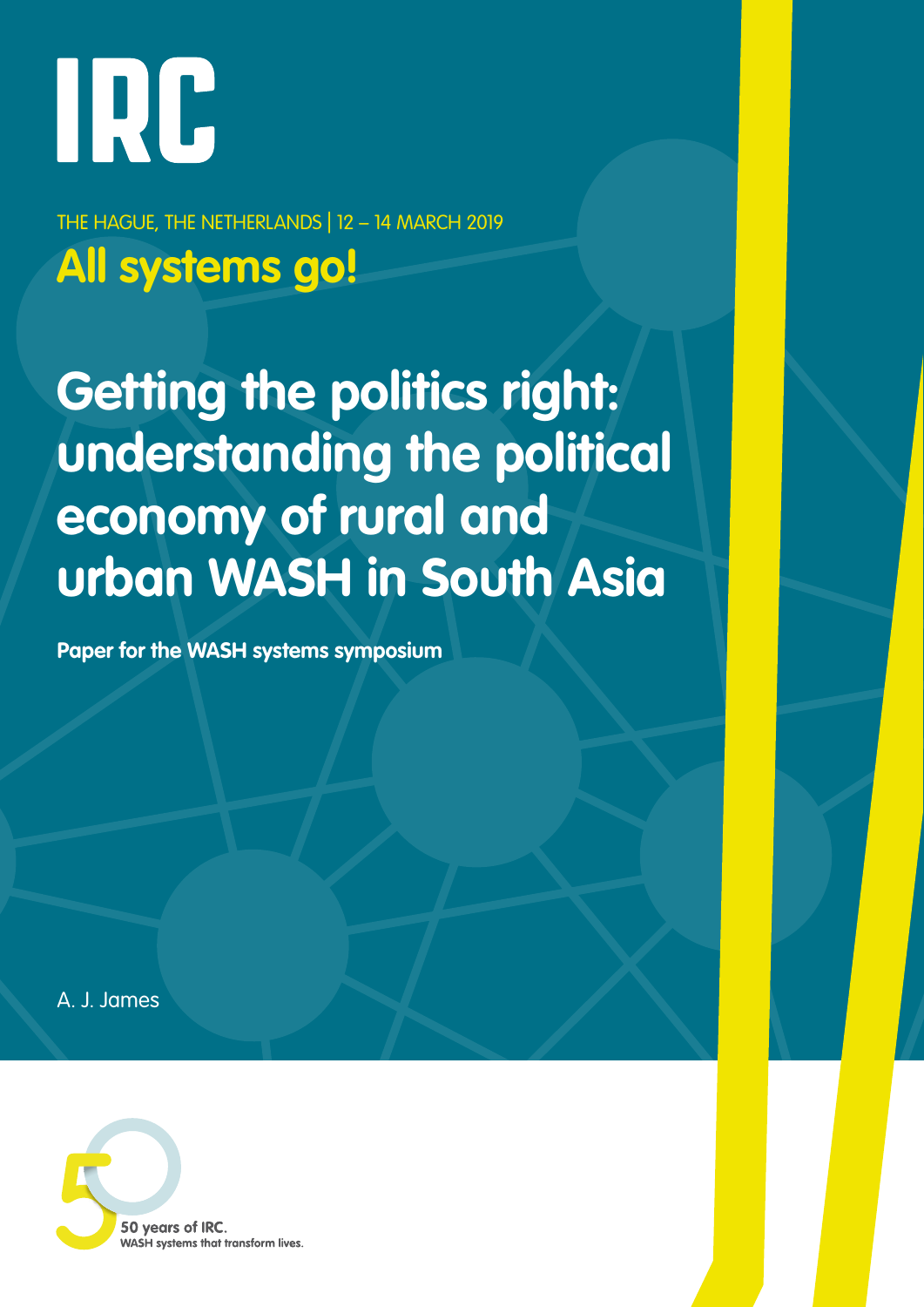IRC

THE HAGUE, THE NETHERLANDS | 12 – 14 MARCH 2019

**All systems go!**

# Getting the politics right: understanding the political economy of rural and urban WASH in South Asia

**Paper for the WASH systems symposium**

A. J. James

**50 years of IRC.**
**WASH systems that transform lives.**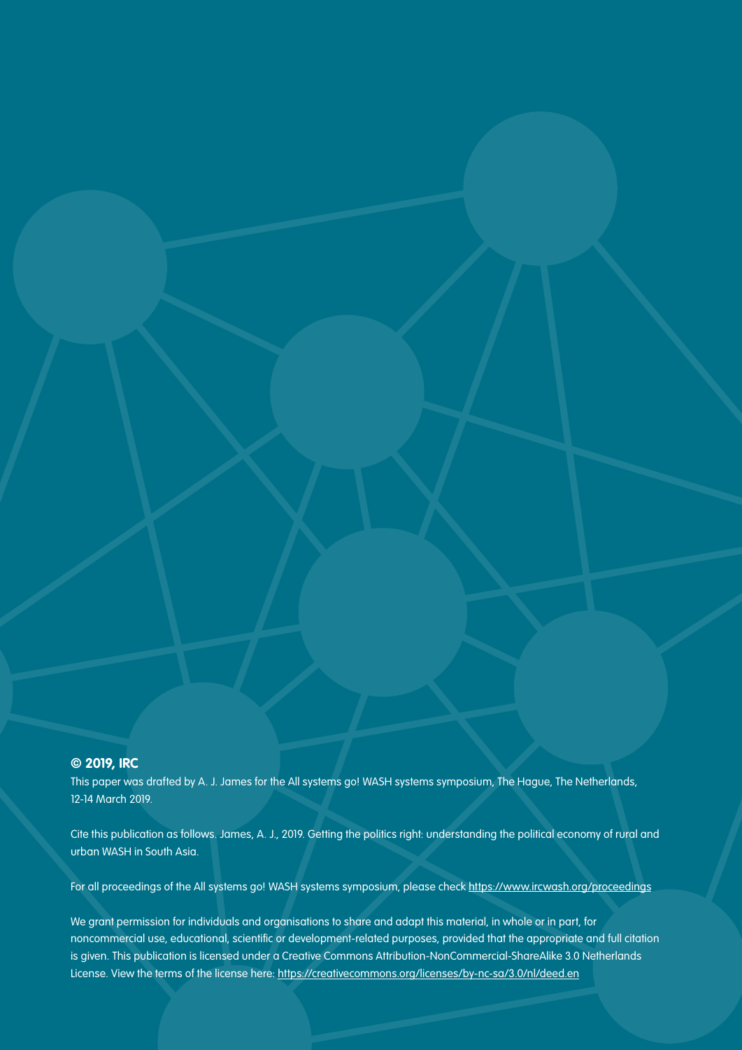**© 2019, IRC**

This paper was drafted by A. J. James for the All systems go! WASH systems symposium, The Hague, The Netherlands, 12-14 March 2019.

Cite this publication as follows. James, A. J., 2019. Getting the politics right: understanding the political economy of rural and urban WASH in South Asia.

For all proceedings of the All systems go! WASH systems symposium, please check https://www.ircwash.org/proceedings

We grant permission for individuals and organisations to share and adapt this material, in whole or in part, for noncommercial use, educational, scientific or development-related purposes, provided that the appropriate and full citation is given. This publication is licensed under a Creative Commons Attribution-NonCommercial-ShareAlike 3.0 Netherlands License. View the terms of the license here: https://creativecommons.org/licenses/by-nc-sa/3.0/nl/deed.en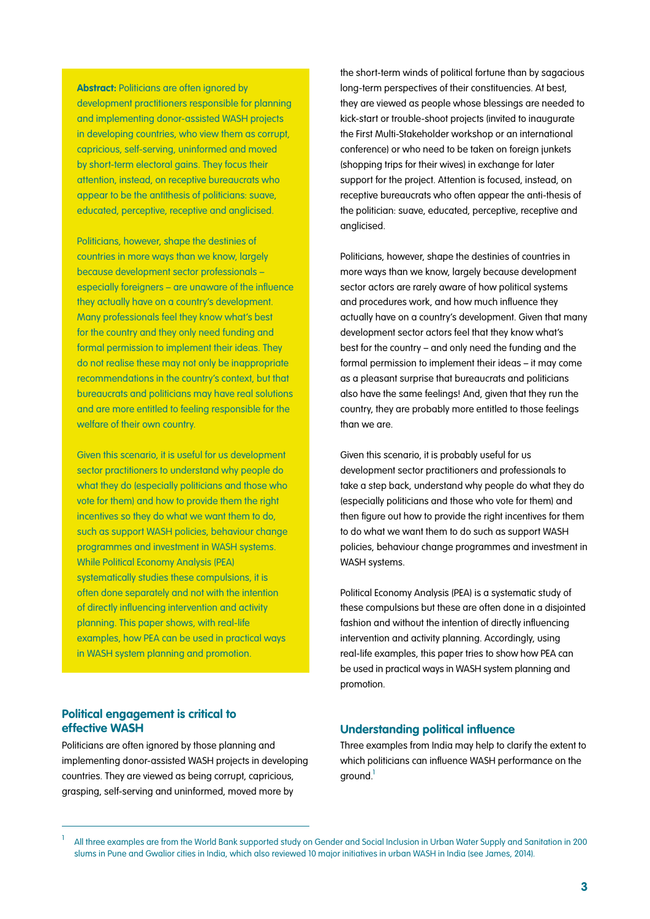**Abstract:** Politicians are often ignored by development practitioners responsible for planning and implementing donor-assisted WASH projects in developing countries, who view them as corrupt, capricious, self-serving, uninformed and moved by short-term electoral gains. They focus their attention, instead, on receptive bureaucrats who appear to be the antithesis of politicians: suave, educated, perceptive, receptive and anglicised.

Politicians, however, shape the destinies of countries in more ways than we know, largely because development sector professionals – especially foreigners – are unaware of the influence they actually have on a country's development. Many professionals feel they know what's best for the country and they only need funding and formal permission to implement their ideas. They do not realise these may not only be inappropriate recommendations in the country's context, but that bureaucrats and politicians may have real solutions and are more entitled to feeling responsible for the welfare of their own country.

Given this scenario, it is useful for us development sector practitioners to understand why people do what they do (especially politicians and those who vote for them) and how to provide them the right incentives so they do what we want them to do, such as support WASH policies, behaviour change programmes and investment in WASH systems. While Political Economy Analysis (PEA) systematically studies these compulsions, it is often done separately and not with the intention of directly influencing intervention and activity planning. This paper shows, with real-life examples, how PEA can be used in practical ways in WASH system planning and promotion.

## Political engagement is critical to effective WASH

Politicians are often ignored by those planning and implementing donor-assisted WASH projects in developing countries. They are viewed as being corrupt, capricious, grasping, self-serving and uninformed, moved more by the short-term winds of political fortune than by sagacious long-term perspectives of their constituencies. At best, they are viewed as people whose blessings are needed to kick-start or trouble-shoot projects (invited to inaugurate the First Multi-Stakeholder workshop or an international conference) or who need to be taken on foreign junkets (shopping trips for their wives) in exchange for later support for the project. Attention is focused, instead, on receptive bureaucrats who often appear the anti-thesis of the politician: suave, educated, perceptive, receptive and anglicised.

Politicians, however, shape the destinies of countries in more ways than we know, largely because development sector actors are rarely aware of how political systems and procedures work, and how much influence they actually have on a country's development. Given that many development sector actors feel that they know what's best for the country – and only need the funding and the formal permission to implement their ideas – it may come as a pleasant surprise that bureaucrats and politicians also have the same feelings! And, given that they run the country, they are probably more entitled to those feelings than we are.

Given this scenario, it is probably useful for us development sector practitioners and professionals to take a step back, understand why people do what they do (especially politicians and those who vote for them) and then figure out how to provide the right incentives for them to do what we want them to do such as support WASH policies, behaviour change programmes and investment in WASH systems.

Political Economy Analysis (PEA) is a systematic study of these compulsions but these are often done in a disjointed fashion and without the intention of directly influencing intervention and activity planning. Accordingly, using real-life examples, this paper tries to show how PEA can be used in practical ways in WASH system planning and promotion.

## Understanding political influence

Three examples from India may help to clarify the extent to which politicians can influence WASH performance on the ground.[1]

[1] All three examples are from the World Bank supported study on Gender and Social Inclusion in Urban Water Supply and Sanitation in 200 slums in Pune and Gwalior cities in India, which also reviewed 10 major initiatives in urban WASH in India (see James, 2014).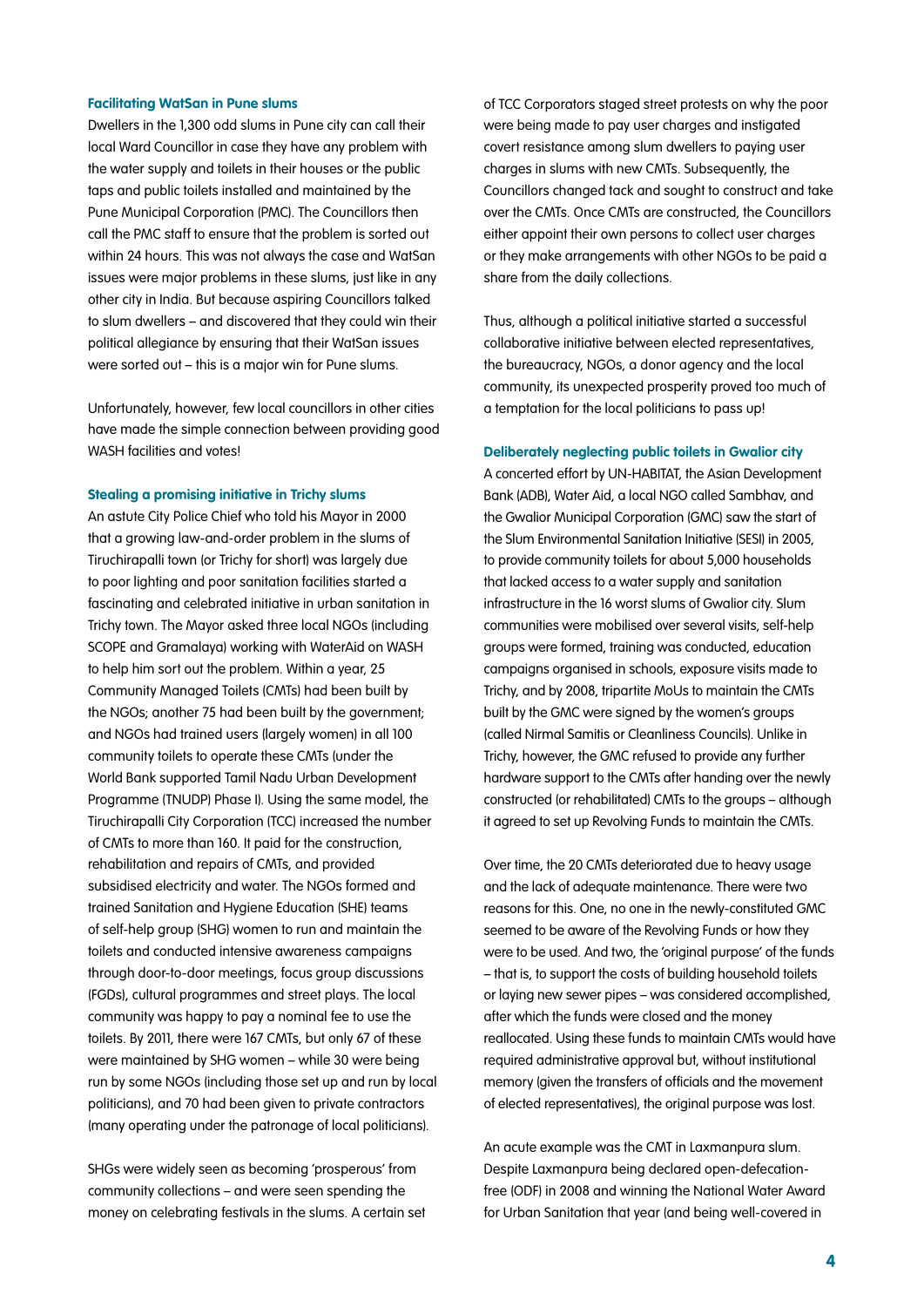### Facilitating WatSan in Pune slums

Dwellers in the 1,300 odd slums in Pune city can call their local Ward Councillor in case they have any problem with the water supply and toilets in their houses or the public taps and public toilets installed and maintained by the Pune Municipal Corporation (PMC). The Councillors then call the PMC staff to ensure that the problem is sorted out within 24 hours. This was not always the case and WatSan issues were major problems in these slums, just like in any other city in India. But because aspiring Councillors talked to slum dwellers – and discovered that they could win their political allegiance by ensuring that their WatSan issues were sorted out – this is a major win for Pune slums.

Unfortunately, however, few local councillors in other cities have made the simple connection between providing good WASH facilities and votes!

### Stealing a promising initiative in Trichy slums

An astute City Police Chief who told his Mayor in 2000 that a growing law-and-order problem in the slums of Tiruchirapalli town (or Trichy for short) was largely due to poor lighting and poor sanitation facilities started a fascinating and celebrated initiative in urban sanitation in Trichy town. The Mayor asked three local NGOs (including SCOPE and Gramalaya) working with WaterAid on WASH to help him sort out the problem. Within a year, 25 Community Managed Toilets (CMTs) had been built by the NGOs; another 75 had been built by the government; and NGOs had trained users (largely women) in all 100 community toilets to operate these CMTs (under the World Bank supported Tamil Nadu Urban Development Programme (TNUDP) Phase I). Using the same model, the Tiruchirapalli City Corporation (TCC) increased the number of CMTs to more than 160. It paid for the construction, rehabilitation and repairs of CMTs, and provided subsidised electricity and water. The NGOs formed and trained Sanitation and Hygiene Education (SHE) teams of self-help group (SHG) women to run and maintain the toilets and conducted intensive awareness campaigns through door-to-door meetings, focus group discussions (FGDs), cultural programmes and street plays. The local community was happy to pay a nominal fee to use the toilets. By 2011, there were 167 CMTs, but only 67 of these were maintained by SHG women – while 30 were being run by some NGOs (including those set up and run by local politicians), and 70 had been given to private contractors (many operating under the patronage of local politicians).

SHGs were widely seen as becoming 'prosperous' from community collections – and were seen spending the money on celebrating festivals in the slums. A certain set of TCC Corporators staged street protests on why the poor were being made to pay user charges and instigated covert resistance among slum dwellers to paying user charges in slums with new CMTs. Subsequently, the Councillors changed tack and sought to construct and take over the CMTs. Once CMTs are constructed, the Councillors either appoint their own persons to collect user charges or they make arrangements with other NGOs to be paid a share from the daily collections.

Thus, although a political initiative started a successful collaborative initiative between elected representatives, the bureaucracy, NGOs, a donor agency and the local community, its unexpected prosperity proved too much of a temptation for the local politicians to pass up!

### Deliberately neglecting public toilets in Gwalior city

A concerted effort by UN-HABITAT, the Asian Development Bank (ADB), Water Aid, a local NGO called Sambhav, and the Gwalior Municipal Corporation (GMC) saw the start of the Slum Environmental Sanitation Initiative (SESI) in 2005, to provide community toilets for about 5,000 households that lacked access to a water supply and sanitation infrastructure in the 16 worst slums of Gwalior city. Slum communities were mobilised over several visits, self-help groups were formed, training was conducted, education campaigns organised in schools, exposure visits made to Trichy, and by 2008, tripartite MoUs to maintain the CMTs built by the GMC were signed by the women's groups (called Nirmal Samitis or Cleanliness Councils). Unlike in Trichy, however, the GMC refused to provide any further hardware support to the CMTs after handing over the newly constructed (or rehabilitated) CMTs to the groups – although it agreed to set up Revolving Funds to maintain the CMTs.

Over time, the 20 CMTs deteriorated due to heavy usage and the lack of adequate maintenance. There were two reasons for this. One, no one in the newly-constituted GMC seemed to be aware of the Revolving Funds or how they were to be used. And two, the 'original purpose' of the funds – that is, to support the costs of building household toilets or laying new sewer pipes – was considered accomplished, after which the funds were closed and the money reallocated. Using these funds to maintain CMTs would have required administrative approval but, without institutional memory (given the transfers of officials and the movement of elected representatives), the original purpose was lost.

An acute example was the CMT in Laxmanpura slum. Despite Laxmanpura being declared open-defecation-free (ODF) in 2008 and winning the National Water Award for Urban Sanitation that year (and being well-covered in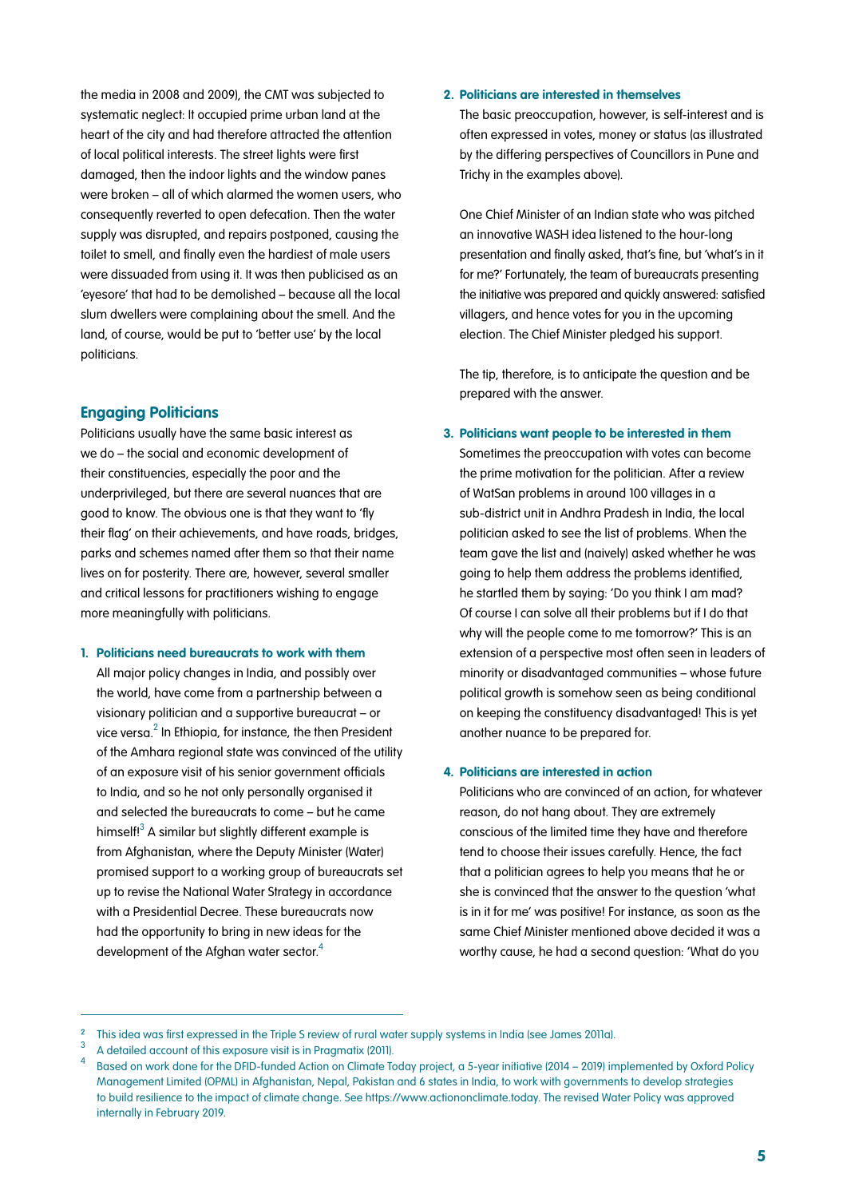the media in 2008 and 2009), the CMT was subjected to systematic neglect: It occupied prime urban land at the heart of the city and had therefore attracted the attention of local political interests. The street lights were first damaged, then the indoor lights and the window panes were broken – all of which alarmed the women users, who consequently reverted to open defecation. Then the water supply was disrupted, and repairs postponed, causing the toilet to smell, and finally even the hardiest of male users were dissuaded from using it. It was then publicised as an 'eyesore' that had to be demolished – because all the local slum dwellers were complaining about the smell. And the land, of course, would be put to 'better use' by the local politicians.

## Engaging Politicians

Politicians usually have the same basic interest as we do – the social and economic development of their constituencies, especially the poor and the underprivileged, but there are several nuances that are good to know. The obvious one is that they want to 'fly their flag' on their achievements, and have roads, bridges, parks and schemes named after them so that their name lives on for posterity. There are, however, several smaller and critical lessons for practitioners wishing to engage more meaningfully with politicians.

1. **Politicians need bureaucrats to work with them**

   All major policy changes in India, and possibly over the world, have come from a partnership between a visionary politician and a supportive bureaucrat – or vice versa.[2] In Ethiopia, for instance, the then President of the Amhara regional state was convinced of the utility of an exposure visit of his senior government officials to India, and so he not only personally organised it and selected the bureaucrats to come – but he came himself![3] A similar but slightly different example is from Afghanistan, where the Deputy Minister (Water) promised support to a working group of bureaucrats set up to revise the National Water Strategy in accordance with a Presidential Decree. These bureaucrats now had the opportunity to bring in new ideas for the development of the Afghan water sector.[4]

2. **Politicians are interested in themselves**

   The basic preoccupation, however, is self-interest and is often expressed in votes, money or status (as illustrated by the differing perspectives of Councillors in Pune and Trichy in the examples above).

   One Chief Minister of an Indian state who was pitched an innovative WASH idea listened to the hour-long presentation and finally asked, that's fine, but 'what's in it for me?' Fortunately, the team of bureaucrats presenting the initiative was prepared and quickly answered: satisfied villagers, and hence votes for you in the upcoming election. The Chief Minister pledged his support.

   The tip, therefore, is to anticipate the question and be prepared with the answer.

3. **Politicians want people to be interested in them**

   Sometimes the preoccupation with votes can become the prime motivation for the politician. After a review of WatSan problems in around 100 villages in a sub-district unit in Andhra Pradesh in India, the local politician asked to see the list of problems. When the team gave the list and (naively) asked whether he was going to help them address the problems identified, he startled them by saying: 'Do you think I am mad? Of course I can solve all their problems but if I do that why will the people come to me tomorrow?' This is an extension of a perspective most often seen in leaders of minority or disadvantaged communities – whose future political growth is somehow seen as being conditional on keeping the constituency disadvantaged! This is yet another nuance to be prepared for.

4. **Politicians are interested in action**

   Politicians who are convinced of an action, for whatever reason, do not hang about. They are extremely conscious of the limited time they have and therefore tend to choose their issues carefully. Hence, the fact that a politician agrees to help you means that he or she is convinced that the answer to the question 'what is in it for me' was positive! For instance, as soon as the same Chief Minister mentioned above decided it was a worthy cause, he had a second question: 'What do you

---

[2] This idea was first expressed in the Triple S review of rural water supply systems in India (see James 2011a).

[3] A detailed account of this exposure visit is in Pragmatix (2011).

[4] Based on work done for the DFID-funded Action on Climate Today project, a 5-year initiative (2014 – 2019) implemented by Oxford Policy Management Limited (OPML) in Afghanistan, Nepal, Pakistan and 6 states in India, to work with governments to develop strategies to build resilience to the impact of climate change. See https://www.actiononclimate.today. The revised Water Policy was approved internally in February 2019.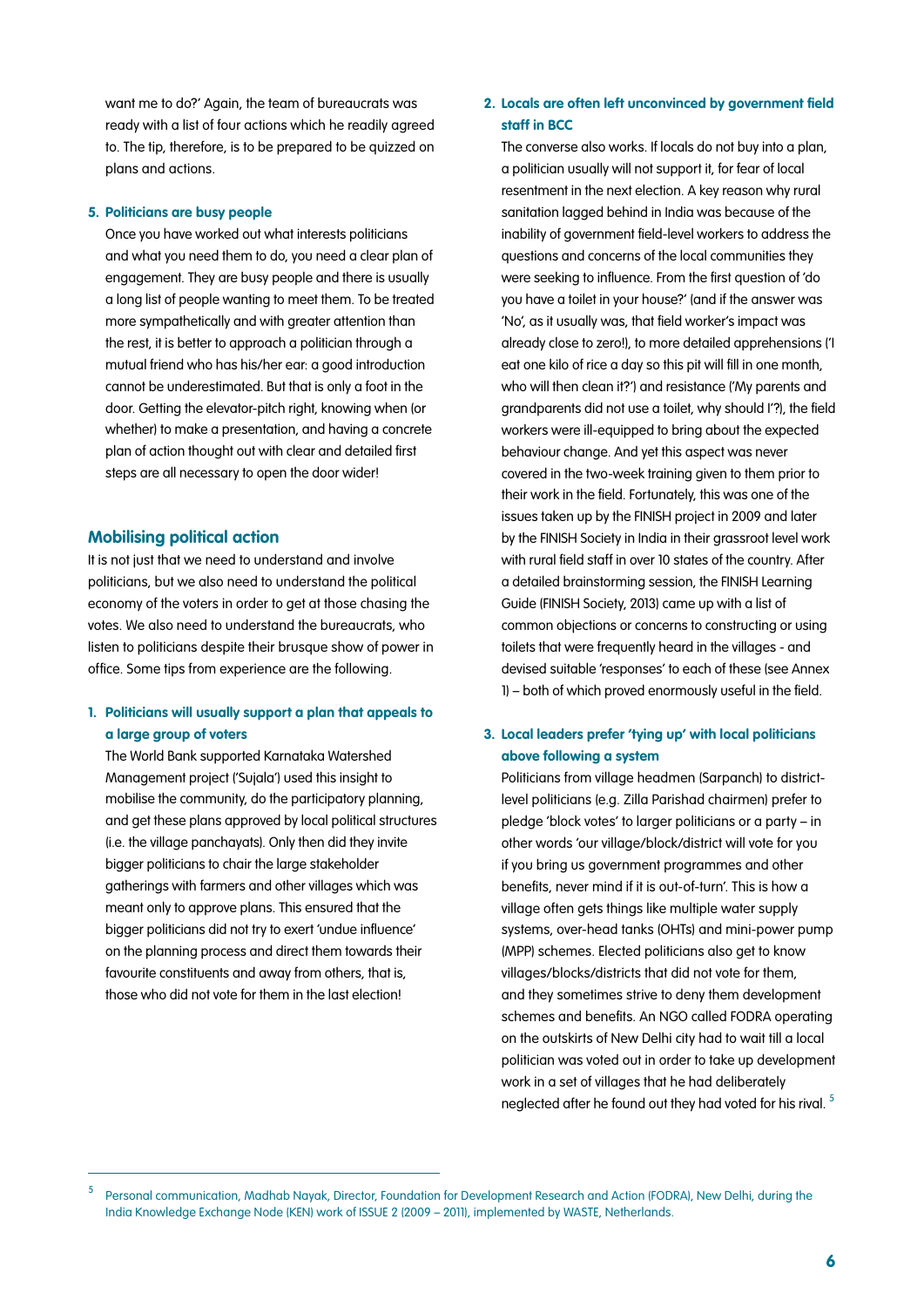want me to do?' Again, the team of bureaucrats was ready with a list of four actions which he readily agreed to. The tip, therefore, is to be prepared to be quizzed on plans and actions.

5. **Politicians are busy people**

   Once you have worked out what interests politicians and what you need them to do, you need a clear plan of engagement. They are busy people and there is usually a long list of people wanting to meet them. To be treated more sympathetically and with greater attention than the rest, it is better to approach a politician through a mutual friend who has his/her ear: a good introduction cannot be underestimated. But that is only a foot in the door. Getting the elevator-pitch right, knowing when (or whether) to make a presentation, and having a concrete plan of action thought out with clear and detailed first steps are all necessary to open the door wider!

## Mobilising political action

It is not just that we need to understand and involve politicians, but we also need to understand the political economy of the voters in order to get at those chasing the votes. We also need to understand the bureaucrats, who listen to politicians despite their brusque show of power in office. Some tips from experience are the following.

1. **Politicians will usually support a plan that appeals to a large group of voters**

   The World Bank supported Karnataka Watershed Management project ('Sujala') used this insight to mobilise the community, do the participatory planning, and get these plans approved by local political structures (i.e. the village panchayats). Only then did they invite bigger politicians to chair the large stakeholder gatherings with farmers and other villages which was meant only to approve plans. This ensured that the bigger politicians did not try to exert 'undue influence' on the planning process and direct them towards their favourite constituents and away from others, that is, those who did not vote for them in the last election!

2. **Locals are often left unconvinced by government field staff in BCC**

   The converse also works. If locals do not buy into a plan, a politician usually will not support it, for fear of local resentment in the next election. A key reason why rural sanitation lagged behind in India was because of the inability of government field-level workers to address the questions and concerns of the local communities they were seeking to influence. From the first question of 'do you have a toilet in your house?' (and if the answer was 'No', as it usually was, that field worker's impact was already close to zero!), to more detailed apprehensions ('I eat one kilo of rice a day so this pit will fill in one month, who will then clean it?') and resistance ('My parents and grandparents did not use a toilet, why should I'?), the field workers were ill-equipped to bring about the expected behaviour change. And yet this aspect was never covered in the two-week training given to them prior to their work in the field. Fortunately, this was one of the issues taken up by the FINISH project in 2009 and later by the FINISH Society in India in their grassroot level work with rural field staff in over 10 states of the country. After a detailed brainstorming session, the FINISH Learning Guide (FINISH Society, 2013) came up with a list of common objections or concerns to constructing or using toilets that were frequently heard in the villages - and devised suitable 'responses' to each of these (see Annex 1) – both of which proved enormously useful in the field.

3. **Local leaders prefer 'tying up' with local politicians above following a system**

   Politicians from village headmen (Sarpanch) to district-level politicians (e.g. Zilla Parishad chairmen) prefer to pledge 'block votes' to larger politicians or a party – in other words 'our village/block/district will vote for you if you bring us government programmes and other benefits, never mind if it is out-of-turn'. This is how a village often gets things like multiple water supply systems, over-head tanks (OHTs) and mini-power pump (MPP) schemes. Elected politicians also get to know villages/blocks/districts that did not vote for them, and they sometimes strive to deny them development schemes and benefits. An NGO called FODRA operating on the outskirts of New Delhi city had to wait till a local politician was voted out in order to take up development work in a set of villages that he had deliberately neglected after he found out they had voted for his rival. [5]

---

[5] Personal communication, Madhab Nayak, Director, Foundation for Development Research and Action (FODRA), New Delhi, during the India Knowledge Exchange Node (KEN) work of ISSUE 2 (2009 – 2011), implemented by WASTE, Netherlands.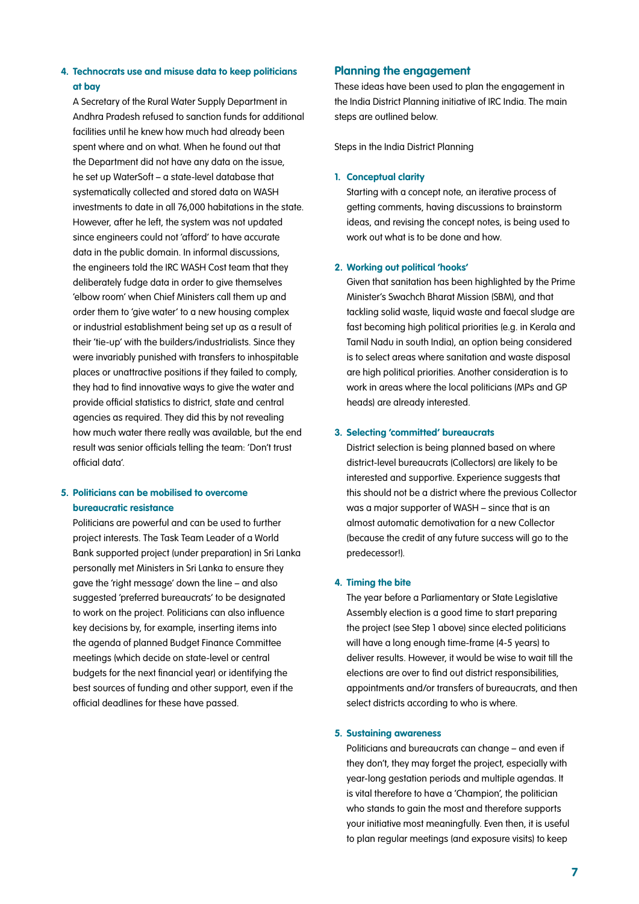4. **Technocrats use and misuse data to keep politicians at bay**

   A Secretary of the Rural Water Supply Department in Andhra Pradesh refused to sanction funds for additional facilities until he knew how much had already been spent where and on what. When he found out that the Department did not have any data on the issue, he set up WaterSoft – a state-level database that systematically collected and stored data on WASH investments to date in all 76,000 habitations in the state. However, after he left, the system was not updated since engineers could not 'afford' to have accurate data in the public domain. In informal discussions, the engineers told the IRC WASH Cost team that they deliberately fudge data in order to give themselves 'elbow room' when Chief Ministers call them up and order them to 'give water' to a new housing complex or industrial establishment being set up as a result of their 'tie-up' with the builders/industrialists. Since they were invariably punished with transfers to inhospitable places or unattractive positions if they failed to comply, they had to find innovative ways to give the water and provide official statistics to district, state and central agencies as required. They did this by not revealing how much water there really was available, but the end result was senior officials telling the team: 'Don't trust official data'.

5. **Politicians can be mobilised to overcome bureaucratic resistance**

   Politicians are powerful and can be used to further project interests. The Task Team Leader of a World Bank supported project (under preparation) in Sri Lanka personally met Ministers in Sri Lanka to ensure they gave the 'right message' down the line – and also suggested 'preferred bureaucrats' to be designated to work on the project. Politicians can also influence key decisions by, for example, inserting items into the agenda of planned Budget Finance Committee meetings (which decide on state-level or central budgets for the next financial year) or identifying the best sources of funding and other support, even if the official deadlines for these have passed.

## Planning the engagement

These ideas have been used to plan the engagement in the India District Planning initiative of IRC India. The main steps are outlined below.

Steps in the India District Planning

1. **Conceptual clarity**

   Starting with a concept note, an iterative process of getting comments, having discussions to brainstorm ideas, and revising the concept notes, is being used to work out what is to be done and how.

2. **Working out political 'hooks'**

   Given that sanitation has been highlighted by the Prime Minister's Swachch Bharat Mission (SBM), and that tackling solid waste, liquid waste and faecal sludge are fast becoming high political priorities (e.g. in Kerala and Tamil Nadu in south India), an option being considered is to select areas where sanitation and waste disposal are high political priorities. Another consideration is to work in areas where the local politicians (MPs and GP heads) are already interested.

3. **Selecting 'committed' bureaucrats**

   District selection is being planned based on where district-level bureaucrats (Collectors) are likely to be interested and supportive. Experience suggests that this should not be a district where the previous Collector was a major supporter of WASH – since that is an almost automatic demotivation for a new Collector (because the credit of any future success will go to the predecessor!).

4. **Timing the bite**

   The year before a Parliamentary or State Legislative Assembly election is a good time to start preparing the project (see Step 1 above) since elected politicians will have a long enough time-frame (4-5 years) to deliver results. However, it would be wise to wait till the elections are over to find out district responsibilities, appointments and/or transfers of bureaucrats, and then select districts according to who is where.

5. **Sustaining awareness**

   Politicians and bureaucrats can change – and even if they don't, they may forget the project, especially with year-long gestation periods and multiple agendas. It is vital therefore to have a 'Champion', the politician who stands to gain the most and therefore supports your initiative most meaningfully. Even then, it is useful to plan regular meetings (and exposure visits) to keep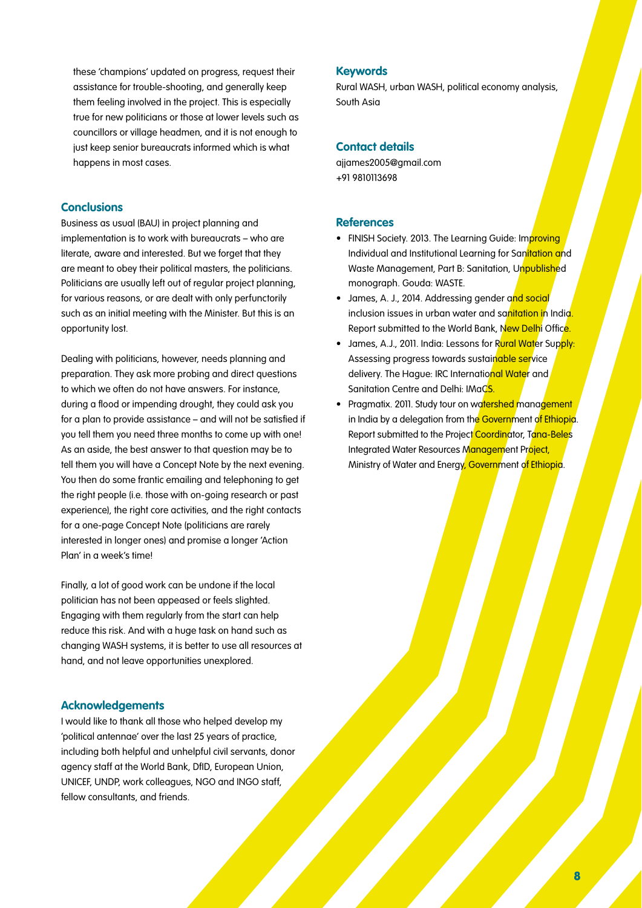these 'champions' updated on progress, request their assistance for trouble-shooting, and generally keep them feeling involved in the project. This is especially true for new politicians or those at lower levels such as councillors or village headmen, and it is not enough to just keep senior bureaucrats informed which is what happens in most cases.

## Conclusions

Business as usual (BAU) in project planning and implementation is to work with bureaucrats – who are literate, aware and interested. But we forget that they are meant to obey their political masters, the politicians. Politicians are usually left out of regular project planning, for various reasons, or are dealt with only perfunctorily such as an initial meeting with the Minister. But this is an opportunity lost.

Dealing with politicians, however, needs planning and preparation. They ask more probing and direct questions to which we often do not have answers. For instance, during a flood or impending drought, they could ask you for a plan to provide assistance – and will not be satisfied if you tell them you need three months to come up with one! As an aside, the best answer to that question may be to tell them you will have a Concept Note by the next evening. You then do some frantic emailing and telephoning to get the right people (i.e. those with on-going research or past experience), the right core activities, and the right contacts for a one-page Concept Note (politicians are rarely interested in longer ones) and promise a longer 'Action Plan' in a week's time!

Finally, a lot of good work can be undone if the local politician has not been appeased or feels slighted. Engaging with them regularly from the start can help reduce this risk. And with a huge task on hand such as changing WASH systems, it is better to use all resources at hand, and not leave opportunities unexplored.

## Acknowledgements

I would like to thank all those who helped develop my 'political antennae' over the last 25 years of practice, including both helpful and unhelpful civil servants, donor agency staff at the World Bank, DfID, European Union, UNICEF, UNDP, work colleagues, NGO and INGO staff, fellow consultants, and friends.

## Keywords

Rural WASH, urban WASH, political economy analysis, South Asia

## Contact details

ajjames2005@gmail.com
+91 9810113698

## References

- FINISH Society. 2013. The Learning Guide: Improving Individual and Institutional Learning for Sanitation and Waste Management, Part B: Sanitation, Unpublished monograph. Gouda: WASTE.
- James, A. J., 2014. Addressing gender and social inclusion issues in urban water and sanitation in India. Report submitted to the World Bank, New Delhi Office.
- James, A.J., 2011. India: Lessons for Rural Water Supply: Assessing progress towards sustainable service delivery. The Hague: IRC International Water and Sanitation Centre and Delhi: IMaCS.
- Pragmatix. 2011. Study tour on watershed management in India by a delegation from the Government of Ethiopia. Report submitted to the Project Coordinator, Tana-Beles Integrated Water Resources Management Project, Ministry of Water and Energy, Government of Ethiopia.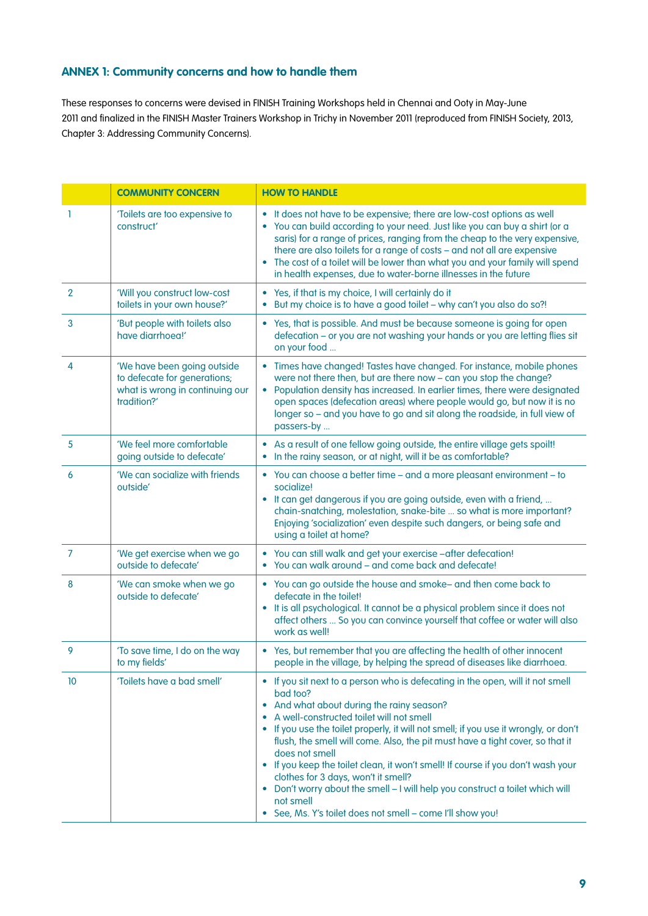## ANNEX 1: Community concerns and how to handle them

These responses to concerns were devised in FINISH Training Workshops held in Chennai and Ooty in May-June 2011 and finalized in the FINISH Master Trainers Workshop in Trichy in November 2011 (reproduced from FINISH Society, 2013, Chapter 3: Addressing Community Concerns).

| | COMMUNITY CONCERN | HOW TO HANDLE |
|---|---|---|
| 1 | 'Toilets are too expensive to construct' | • It does not have to be expensive; there are low-cost options as well<br>• You can build according to your need. Just like you can buy a shirt (or a saris) for a range of prices, ranging from the cheap to the very expensive, there are also toilets for a range of costs – and not all are expensive<br>• The cost of a toilet will be lower than what you and your family will spend in health expenses, due to water-borne illnesses in the future |
| 2 | 'Will you construct low-cost toilets in your own house?' | • Yes, if that is my choice, I will certainly do it<br>• But my choice is to have a good toilet – why can't you also do so?! |
| 3 | 'But people with toilets also have diarrhoea!' | • Yes, that is possible. And must be because someone is going for open defecation – or you are not washing your hands or you are letting flies sit on your food ... |
| 4 | 'We have been going outside to defecate for generations; what is wrong in continuing our tradition?' | • Times have changed! Tastes have changed. For instance, mobile phones were not there then, but are there now – can you stop the change?<br>• Population density has increased. In earlier times, there were designated open spaces (defecation areas) where people would go, but now it is no longer so – and you have to go and sit along the roadside, in full view of passers-by ... |
| 5 | 'We feel more comfortable going outside to defecate' | • As a result of one fellow going outside, the entire village gets spoilt!<br>• In the rainy season, or at night, will it be as comfortable? |
| 6 | 'We can socialize with friends outside' | • You can choose a better time – and a more pleasant environment – to socialize!<br>• It can get dangerous if you are going outside, even with a friend, ... chain-snatching, molestation, snake-bite ... so what is more important? Enjoying 'socialization' even despite such dangers, or being safe and using a toilet at home? |
| 7 | 'We get exercise when we go outside to defecate' | • You can still walk and get your exercise –after defecation!<br>• You can walk around – and come back and defecate! |
| 8 | 'We can smoke when we go outside to defecate' | • You can go outside the house and smoke– and then come back to defecate in the toilet!<br>• It is all psychological. It cannot be a physical problem since it does not affect others ... So you can convince yourself that coffee or water will also work as well! |
| 9 | 'To save time, I do on the way to my fields' | • Yes, but remember that you are affecting the health of other innocent people in the village, by helping the spread of diseases like diarrhoea. |
| 10 | 'Toilets have a bad smell' | • If you sit next to a person who is defecating in the open, will it not smell bad too?<br>• And what about during the rainy season?<br>• A well-constructed toilet will not smell<br>• If you use the toilet properly, it will not smell; if you use it wrongly, or don't flush, the smell will come. Also, the pit must have a tight cover, so that it does not smell<br>• If you keep the toilet clean, it won't smell! If course if you don't wash your clothes for 3 days, won't it smell?<br>• Don't worry about the smell – I will help you construct a toilet which will not smell<br>• See, Ms. Y's toilet does not smell – come I'll show you! |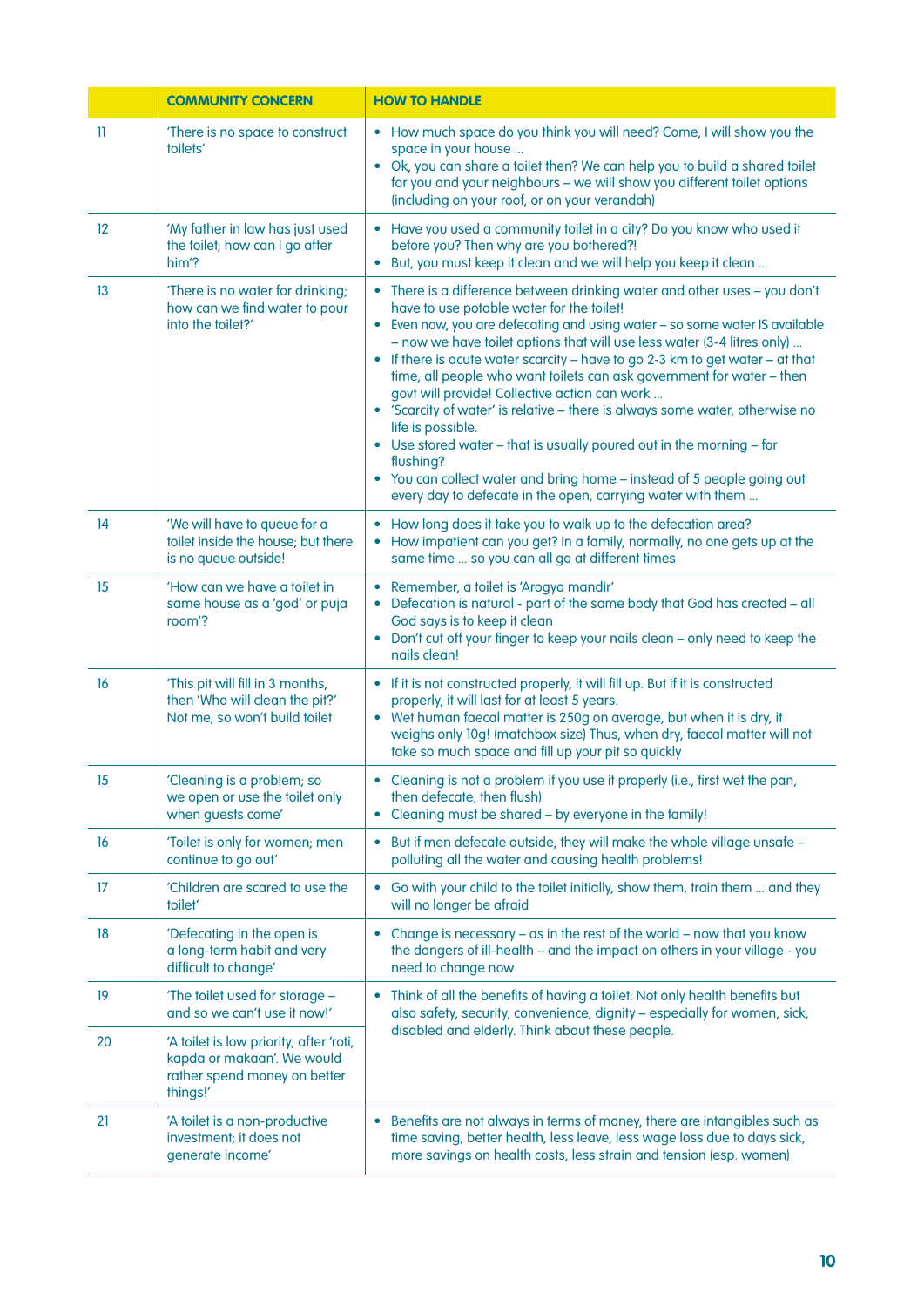| | COMMUNITY CONCERN | HOW TO HANDLE |
|---|---|---|
| 11 | 'There is no space to construct toilets' | • How much space do you think you will need? Come, I will show you the space in your house ...<br>• Ok, you can share a toilet then? We can help you to build a shared toilet for you and your neighbours – we will show you different toilet options (including on your roof, or on your verandah) |
| 12 | 'My father in law has just used the toilet; how can I go after him'? | • Have you used a community toilet in a city? Do you know who used it before you? Then why are you bothered?!<br>• But, you must keep it clean and we will help you keep it clean ... |
| 13 | 'There is no water for drinking; how can we find water to pour into the toilet?' | • There is a difference between drinking water and other uses – you don't have to use potable water for the toilet!<br>• Even now, you are defecating and using water – so some water IS available – now we have toilet options that will use less water (3-4 litres only) ...<br>• If there is acute water scarcity – have to go 2-3 km to get water – at that time, all people who want toilets can ask government for water – then govt will provide! Collective action can work ...<br>• 'Scarcity of water' is relative – there is always some water, otherwise no life is possible.<br>• Use stored water – that is usually poured out in the morning – for flushing?<br>• You can collect water and bring home – instead of 5 people going out every day to defecate in the open, carrying water with them ... |
| 14 | 'We will have to queue for a toilet inside the house; but there is no queue outside! | • How long does it take you to walk up to the defecation area?<br>• How impatient can you get? In a family, normally, no one gets up at the same time ... so you can all go at different times |
| 15 | 'How can we have a toilet in same house as a 'god' or puja room'? | • Remember, a toilet is 'Arogya mandir'<br>• Defecation is natural - part of the same body that God has created – all God says is to keep it clean<br>• Don't cut off your finger to keep your nails clean – only need to keep the nails clean! |
| 16 | 'This pit will fill in 3 months, then 'Who will clean the pit?' Not me, so won't build toilet | • If it is not constructed properly, it will fill up. But if it is constructed properly, it will last for at least 5 years.<br>• Wet human faecal matter is 250g on average, but when it is dry, it weighs only 10g! (matchbox size) Thus, when dry, faecal matter will not take so much space and fill up your pit so quickly |
| 15 | 'Cleaning is a problem; so we open or use the toilet only when guests come' | • Cleaning is not a problem if you use it properly (i.e., first wet the pan, then defecate, then flush)<br>• Cleaning must be shared – by everyone in the family! |
| 16 | 'Toilet is only for women; men continue to go out' | • But if men defecate outside, they will make the whole village unsafe – polluting all the water and causing health problems! |
| 17 | 'Children are scared to use the toilet' | • Go with your child to the toilet initially, show them, train them ... and they will no longer be afraid |
| 18 | 'Defecating in the open is a long-term habit and very difficult to change' | • Change is necessary – as in the rest of the world – now that you know the dangers of ill-health – and the impact on others in your village - you need to change now |
| 19 | 'The toilet used for storage – and so we can't use it now!' | • Think of all the benefits of having a toilet: Not only health benefits but also safety, security, convenience, dignity – especially for women, sick, disabled and elderly. Think about these people. |
| 20 | 'A toilet is low priority, after 'roti, kapda or makaan'. We would rather spend money on better things!' | |
| 21 | 'A toilet is a non-productive investment; it does not generate income' | • Benefits are not always in terms of money, there are intangibles such as time saving, better health, less leave, less wage loss due to days sick, more savings on health costs, less strain and tension (esp. women) |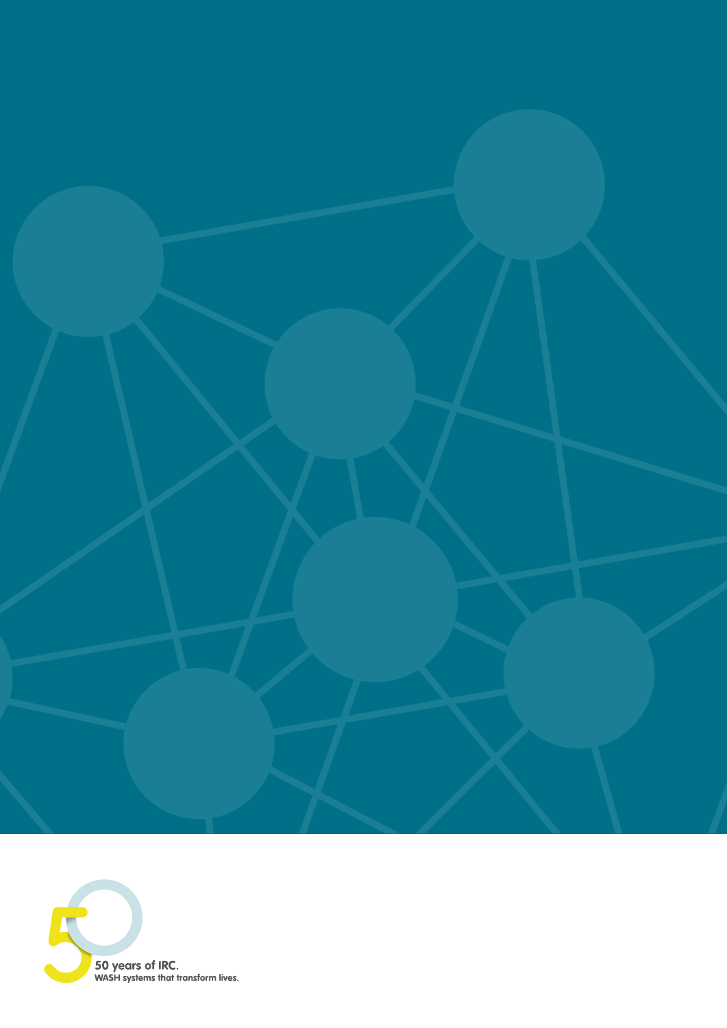50 years of IRC.

WASH systems that transform lives.